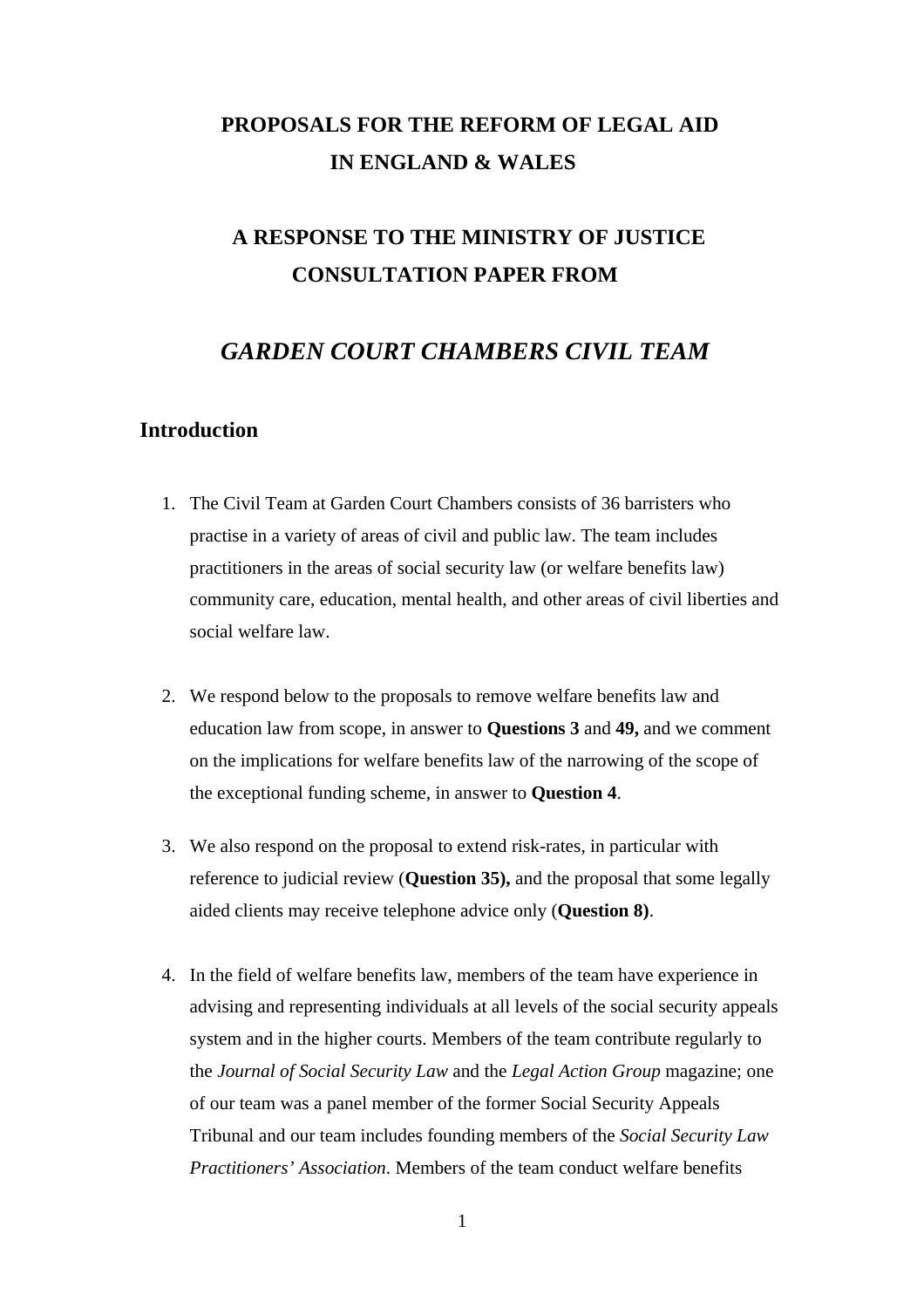# PROPOSALS FOR THE REFORM OF LEGAL AID IN ENGLAND & WALES

## A RESPONSE TO THE MINISTRY OF JUSTICE CONSULTATION PAPER FROM

## *GARDEN COURT CHAMBERS CIVIL TEAM*

## Introduction

1. The Civil Team at Garden Court Chambers consists of 36 barristers who practise in a variety of areas of civil and public law. The team includes practitioners in the areas of social security law (or welfare benefits law) community care, education, mental health, and other areas of civil liberties and social welfare law.

2. We respond below to the proposals to remove welfare benefits law and education law from scope, in answer to **Questions 3** and **49,** and we comment on the implications for welfare benefits law of the narrowing of the scope of the exceptional funding scheme, in answer to **Question 4**.

3. We also respond on the proposal to extend risk-rates, in particular with reference to judicial review (**Question 35),** and the proposal that some legally aided clients may receive telephone advice only (**Question 8)**.

4. In the field of welfare benefits law, members of the team have experience in advising and representing individuals at all levels of the social security appeals system and in the higher courts. Members of the team contribute regularly to the *Journal of Social Security Law* and the *Legal Action Group* magazine; one of our team was a panel member of the former Social Security Appeals Tribunal and our team includes founding members of the *Social Security Law Practitioners' Association*. Members of the team conduct welfare benefits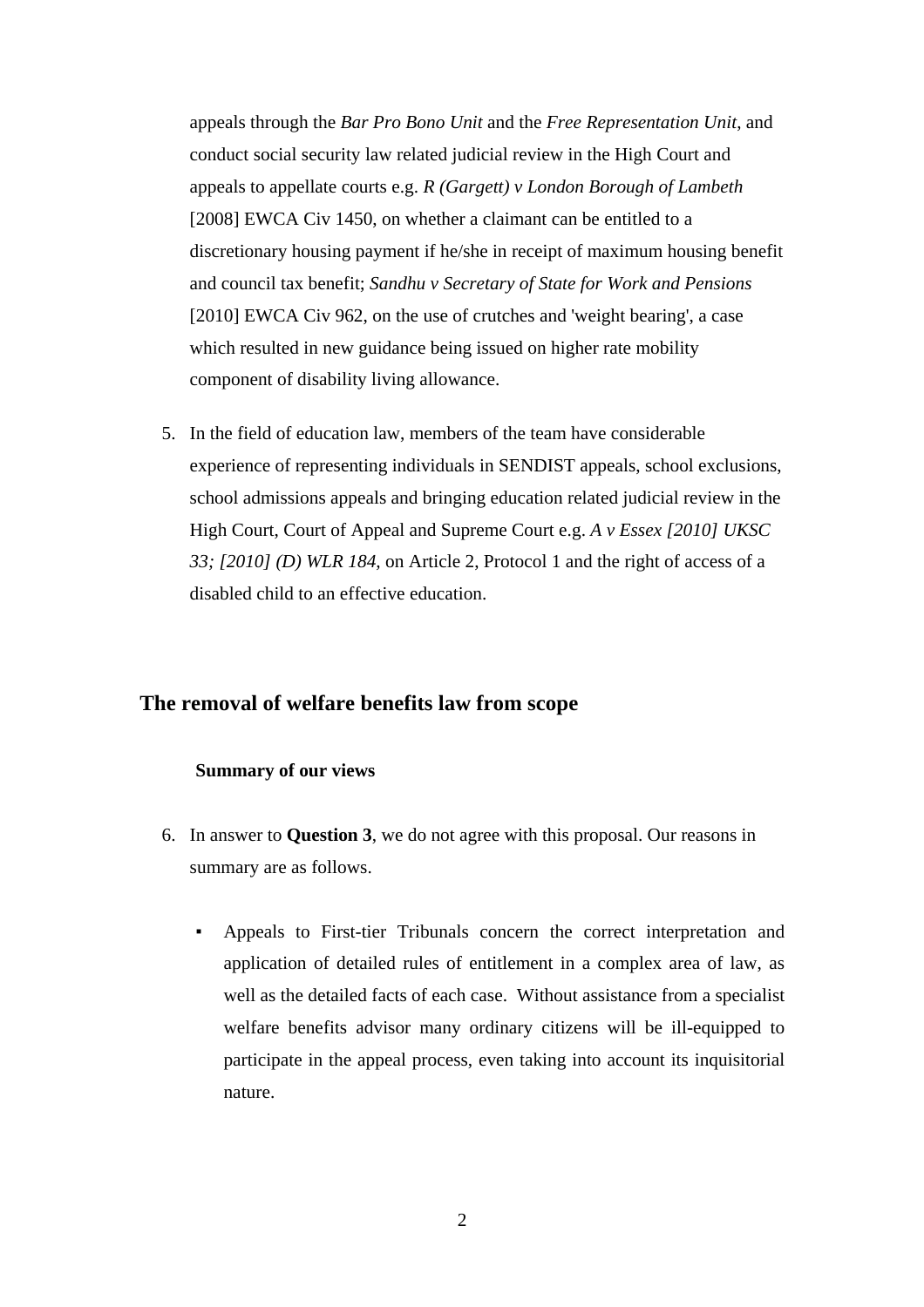appeals through the *Bar Pro Bono Unit* and the *Free Representation Unit*, and conduct social security law related judicial review in the High Court and appeals to appellate courts e.g. *R (Gargett) v London Borough of Lambeth* [2008] EWCA Civ 1450, on whether a claimant can be entitled to a discretionary housing payment if he/she in receipt of maximum housing benefit and council tax benefit; *Sandhu v Secretary of State for Work and Pensions* [2010] EWCA Civ 962, on the use of crutches and 'weight bearing', a case which resulted in new guidance being issued on higher rate mobility component of disability living allowance.

5. In the field of education law, members of the team have considerable experience of representing individuals in SENDIST appeals, school exclusions, school admissions appeals and bringing education related judicial review in the High Court, Court of Appeal and Supreme Court e.g. *A v Essex [2010] UKSC 33; [2010] (D) WLR 184,* on Article 2, Protocol 1 and the right of access of a disabled child to an effective education.

## The removal of welfare benefits law from scope

### Summary of our views

6. In answer to **Question 3**, we do not agree with this proposal. Our reasons in summary are as follows.

   - Appeals to First-tier Tribunals concern the correct interpretation and application of detailed rules of entitlement in a complex area of law, as well as the detailed facts of each case. Without assistance from a specialist welfare benefits advisor many ordinary citizens will be ill-equipped to participate in the appeal process, even taking into account its inquisitorial nature.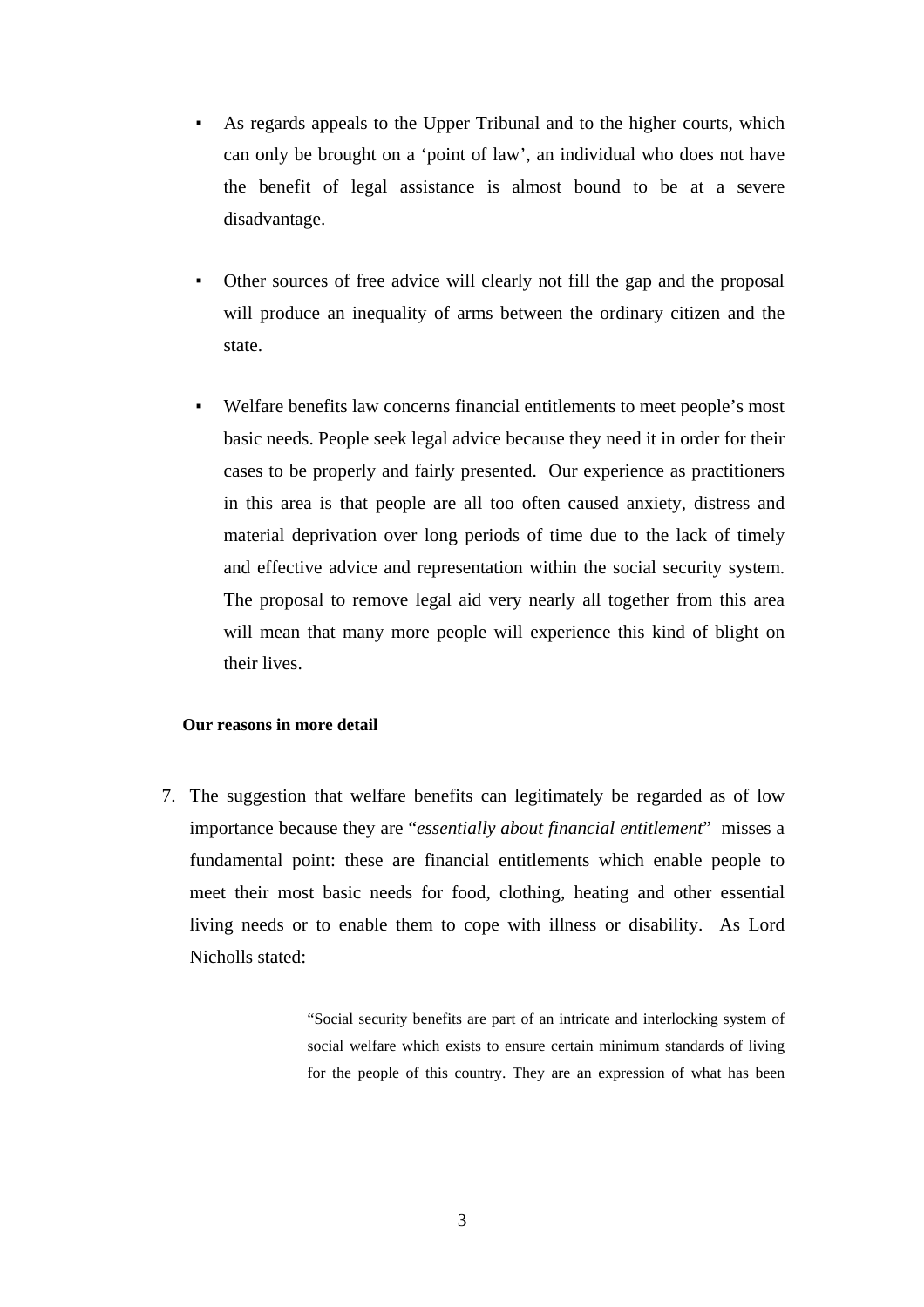- As regards appeals to the Upper Tribunal and to the higher courts, which can only be brought on a 'point of law', an individual who does not have the benefit of legal assistance is almost bound to be at a severe disadvantage.

- Other sources of free advice will clearly not fill the gap and the proposal will produce an inequality of arms between the ordinary citizen and the state.

- Welfare benefits law concerns financial entitlements to meet people's most basic needs. People seek legal advice because they need it in order for their cases to be properly and fairly presented. Our experience as practitioners in this area is that people are all too often caused anxiety, distress and material deprivation over long periods of time due to the lack of timely and effective advice and representation within the social security system. The proposal to remove legal aid very nearly all together from this area will mean that many more people will experience this kind of blight on their lives.

**Our reasons in more detail**

7. The suggestion that welfare benefits can legitimately be regarded as of low importance because they are "*essentially about financial entitlement*" misses a fundamental point: these are financial entitlements which enable people to meet their most basic needs for food, clothing, heating and other essential living needs or to enable them to cope with illness or disability. As Lord Nicholls stated:

> "Social security benefits are part of an intricate and interlocking system of social welfare which exists to ensure certain minimum standards of living for the people of this country. They are an expression of what has been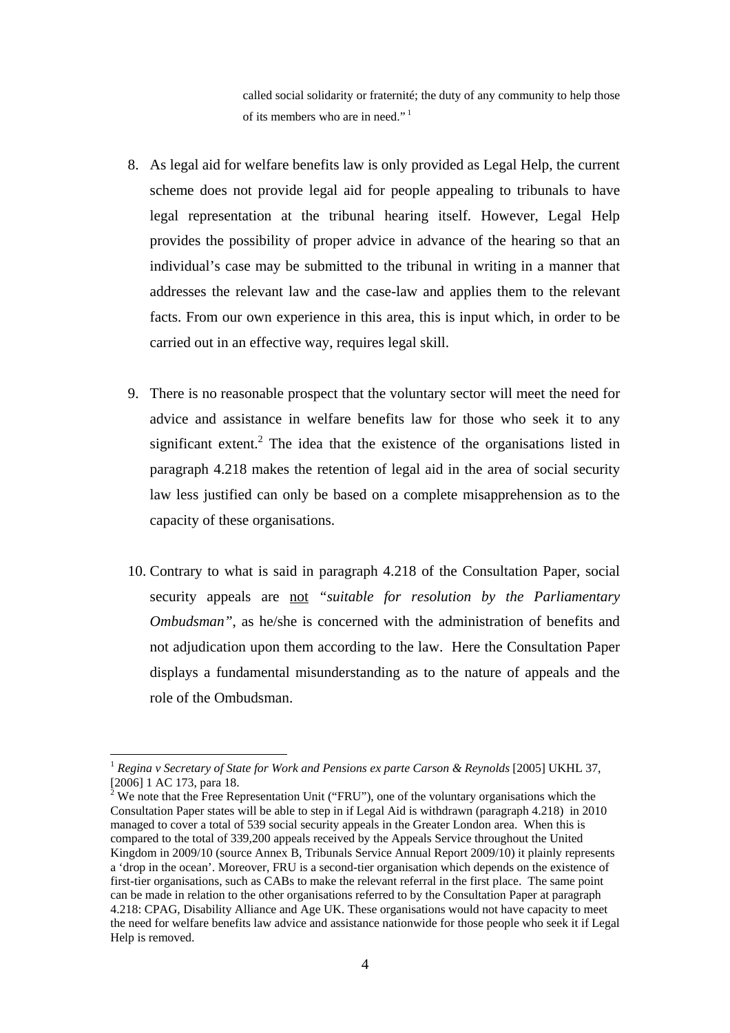> called social solidarity or fraternité; the duty of any community to help those of its members who are in need."[1]

8. As legal aid for welfare benefits law is only provided as Legal Help, the current scheme does not provide legal aid for people appealing to tribunals to have legal representation at the tribunal hearing itself. However, Legal Help provides the possibility of proper advice in advance of the hearing so that an individual's case may be submitted to the tribunal in writing in a manner that addresses the relevant law and the case-law and applies them to the relevant facts. From our own experience in this area, this is input which, in order to be carried out in an effective way, requires legal skill.

9. There is no reasonable prospect that the voluntary sector will meet the need for advice and assistance in welfare benefits law for those who seek it to any significant extent.[2] The idea that the existence of the organisations listed in paragraph 4.218 makes the retention of legal aid in the area of social security law less justified can only be based on a complete misapprehension as to the capacity of these organisations.

10. Contrary to what is said in paragraph 4.218 of the Consultation Paper, social security appeals are <u>not</u> *"suitable for resolution by the Parliamentary Ombudsman"*, as he/she is concerned with the administration of benefits and not adjudication upon them according to the law. Here the Consultation Paper displays a fundamental misunderstanding as to the nature of appeals and the role of the Ombudsman.

---

[1] *Regina v Secretary of State for Work and Pensions ex parte Carson & Reynolds* [2005] UKHL 37, [2006] 1 AC 173, para 18.

[2] We note that the Free Representation Unit ("FRU"), one of the voluntary organisations which the Consultation Paper states will be able to step in if Legal Aid is withdrawn (paragraph 4.218) in 2010 managed to cover a total of 539 social security appeals in the Greater London area. When this is compared to the total of 339,200 appeals received by the Appeals Service throughout the United Kingdom in 2009/10 (source Annex B, Tribunals Service Annual Report 2009/10) it plainly represents a 'drop in the ocean'. Moreover, FRU is a second-tier organisation which depends on the existence of first-tier organisations, such as CABs to make the relevant referral in the first place. The same point can be made in relation to the other organisations referred to by the Consultation Paper at paragraph 4.218: CPAG, Disability Alliance and Age UK. These organisations would not have capacity to meet the need for welfare benefits law advice and assistance nationwide for those people who seek it if Legal Help is removed.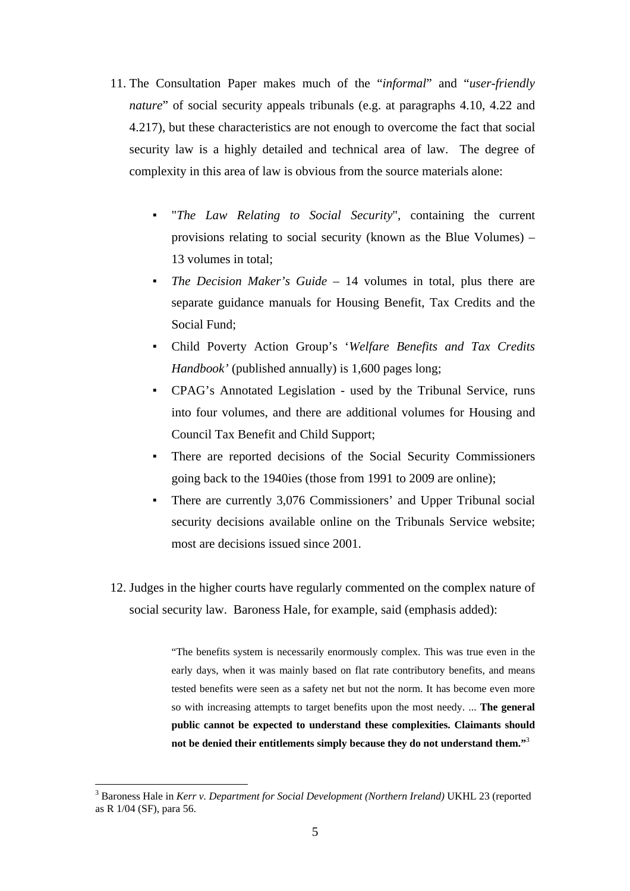11. The Consultation Paper makes much of the "*informal*" and "*user-friendly nature*" of social security appeals tribunals (e.g. at paragraphs 4.10, 4.22 and 4.217), but these characteristics are not enough to overcome the fact that social security law is a highly detailed and technical area of law. The degree of complexity in this area of law is obvious from the source materials alone:

    - "*The Law Relating to Social Security*", containing the current provisions relating to social security (known as the Blue Volumes) – 13 volumes in total;
    - *The Decision Maker's Guide* – 14 volumes in total, plus there are separate guidance manuals for Housing Benefit, Tax Credits and the Social Fund;
    - Child Poverty Action Group's '*Welfare Benefits and Tax Credits Handbook'* (published annually) is 1,600 pages long;
    - CPAG's Annotated Legislation - used by the Tribunal Service, runs into four volumes, and there are additional volumes for Housing and Council Tax Benefit and Child Support;
    - There are reported decisions of the Social Security Commissioners going back to the 1940ies (those from 1991 to 2009 are online);
    - There are currently 3,076 Commissioners' and Upper Tribunal social security decisions available online on the Tribunals Service website; most are decisions issued since 2001.

12. Judges in the higher courts have regularly commented on the complex nature of social security law. Baroness Hale, for example, said (emphasis added):

    > "The benefits system is necessarily enormously complex. This was true even in the early days, when it was mainly based on flat rate contributory benefits, and means tested benefits were seen as a safety net but not the norm. It has become even more so with increasing attempts to target benefits upon the most needy. ... **The general public cannot be expected to understand these complexities. Claimants should not be denied their entitlements simply because they do not understand them."**[3]

---

[3] Baroness Hale in *Kerr v. Department for Social Development (Northern Ireland)* UKHL 23 (reported as R 1/04 (SF), para 56.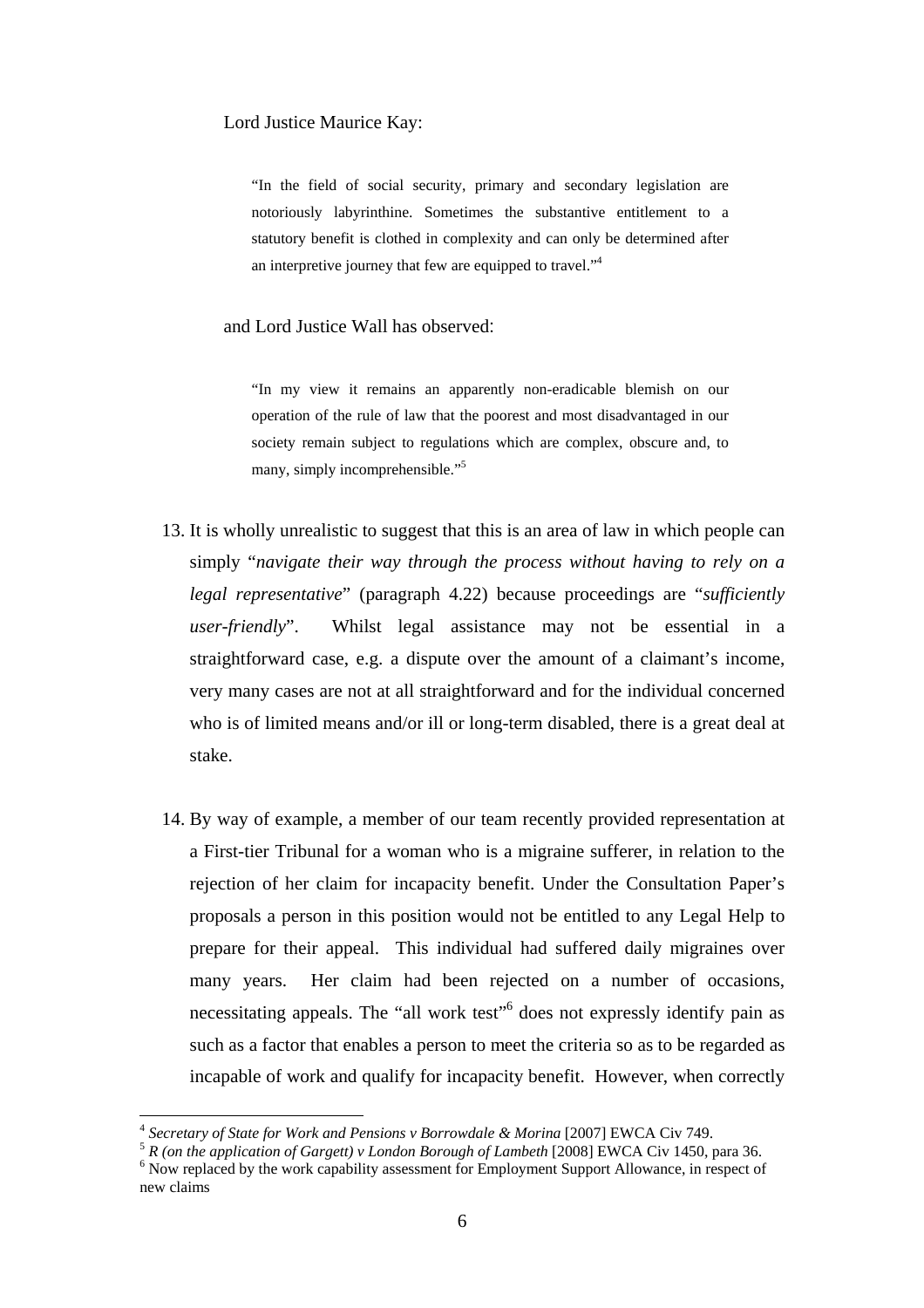Lord Justice Maurice Kay:

> "In the field of social security, primary and secondary legislation are notoriously labyrinthine. Sometimes the substantive entitlement to a statutory benefit is clothed in complexity and can only be determined after an interpretive journey that few are equipped to travel."[4]

and Lord Justice Wall has observed:

> "In my view it remains an apparently non-eradicable blemish on our operation of the rule of law that the poorest and most disadvantaged in our society remain subject to regulations which are complex, obscure and, to many, simply incomprehensible."[5]

13. It is wholly unrealistic to suggest that this is an area of law in which people can simply "*navigate their way through the process without having to rely on a legal representative*" (paragraph 4.22) because proceedings are "*sufficiently user-friendly*". Whilst legal assistance may not be essential in a straightforward case, e.g. a dispute over the amount of a claimant's income, very many cases are not at all straightforward and for the individual concerned who is of limited means and/or ill or long-term disabled, there is a great deal at stake.

14. By way of example, a member of our team recently provided representation at a First-tier Tribunal for a woman who is a migraine sufferer, in relation to the rejection of her claim for incapacity benefit. Under the Consultation Paper's proposals a person in this position would not be entitled to any Legal Help to prepare for their appeal. This individual had suffered daily migraines over many years. Her claim had been rejected on a number of occasions, necessitating appeals. The "all work test"[6] does not expressly identify pain as such as a factor that enables a person to meet the criteria so as to be regarded as incapable of work and qualify for incapacity benefit. However, when correctly

---

[4] *Secretary of State for Work and Pensions v Borrowdale & Morina* [2007] EWCA Civ 749.

[5] *R (on the application of Gargett) v London Borough of Lambeth* [2008] EWCA Civ 1450, para 36.

[6] Now replaced by the work capability assessment for Employment Support Allowance, in respect of new claims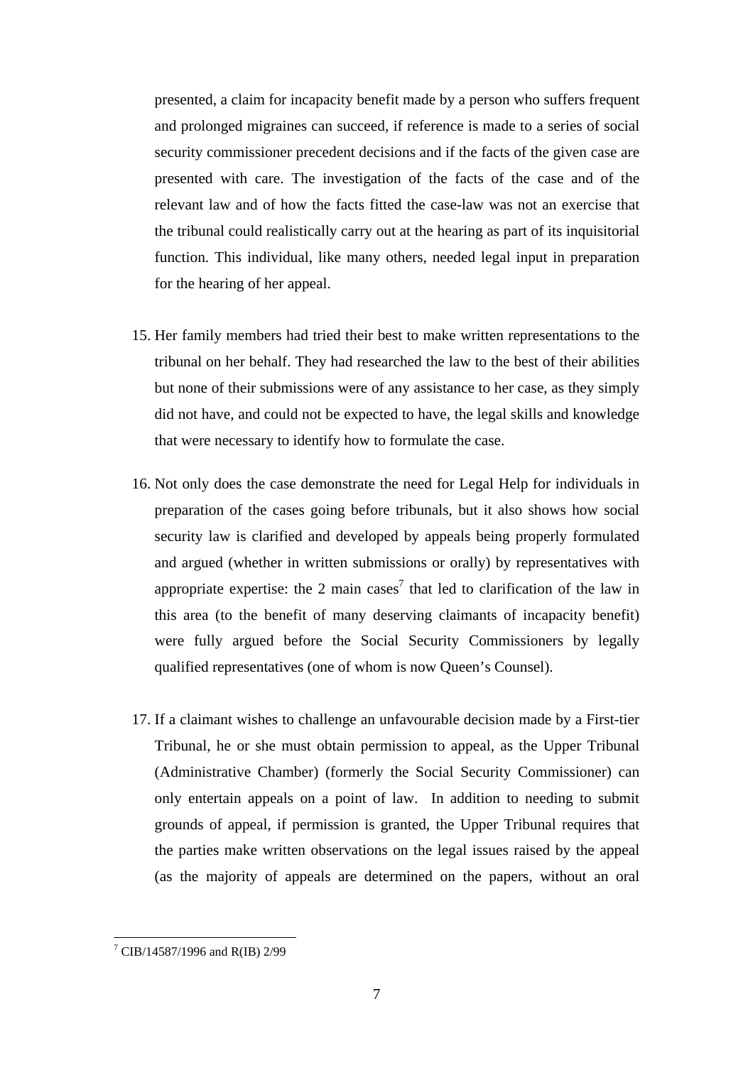presented, a claim for incapacity benefit made by a person who suffers frequent and prolonged migraines can succeed, if reference is made to a series of social security commissioner precedent decisions and if the facts of the given case are presented with care. The investigation of the facts of the case and of the relevant law and of how the facts fitted the case-law was not an exercise that the tribunal could realistically carry out at the hearing as part of its inquisitorial function. This individual, like many others, needed legal input in preparation for the hearing of her appeal.

15. Her family members had tried their best to make written representations to the tribunal on her behalf. They had researched the law to the best of their abilities but none of their submissions were of any assistance to her case, as they simply did not have, and could not be expected to have, the legal skills and knowledge that were necessary to identify how to formulate the case.

16. Not only does the case demonstrate the need for Legal Help for individuals in preparation of the cases going before tribunals, but it also shows how social security law is clarified and developed by appeals being properly formulated and argued (whether in written submissions or orally) by representatives with appropriate expertise: the 2 main cases[7] that led to clarification of the law in this area (to the benefit of many deserving claimants of incapacity benefit) were fully argued before the Social Security Commissioners by legally qualified representatives (one of whom is now Queen's Counsel).

17. If a claimant wishes to challenge an unfavourable decision made by a First-tier Tribunal, he or she must obtain permission to appeal, as the Upper Tribunal (Administrative Chamber) (formerly the Social Security Commissioner) can only entertain appeals on a point of law. In addition to needing to submit grounds of appeal, if permission is granted, the Upper Tribunal requires that the parties make written observations on the legal issues raised by the appeal (as the majority of appeals are determined on the papers, without an oral

[7] CIB/14587/1996 and R(IB) 2/99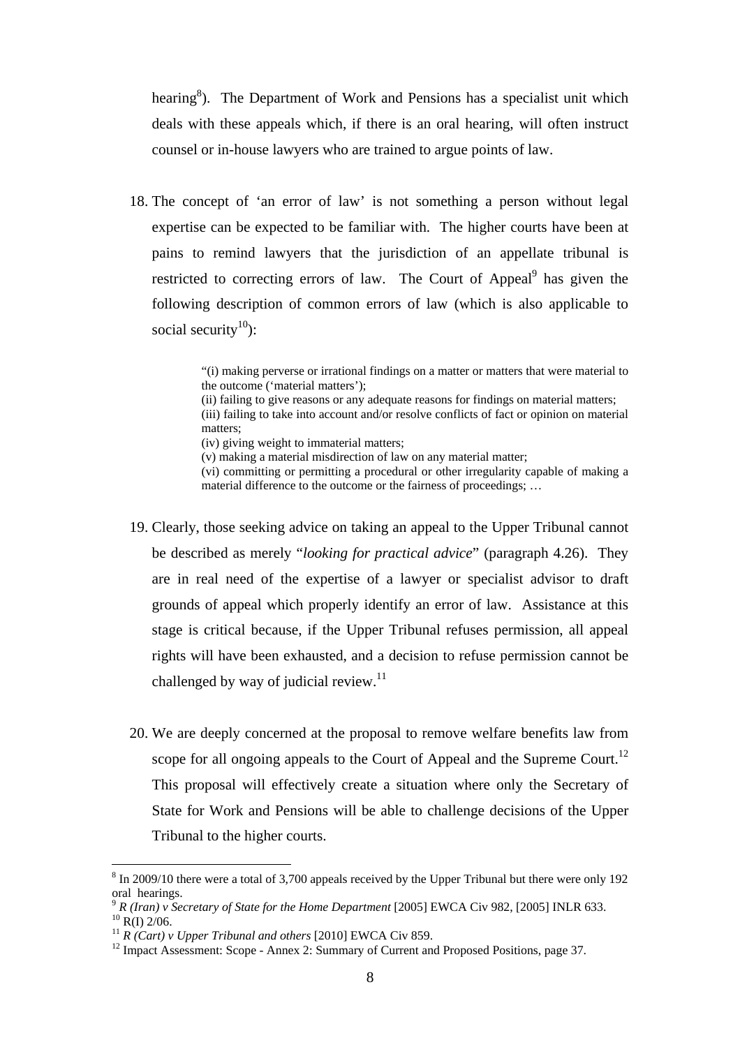hearing[8]). The Department of Work and Pensions has a specialist unit which deals with these appeals which, if there is an oral hearing, will often instruct counsel or in-house lawyers who are trained to argue points of law.

18. The concept of 'an error of law' is not something a person without legal expertise can be expected to be familiar with. The higher courts have been at pains to remind lawyers that the jurisdiction of an appellate tribunal is restricted to correcting errors of law. The Court of Appeal[9] has given the following description of common errors of law (which is also applicable to social security[10]):

> "(i) making perverse or irrational findings on a matter or matters that were material to the outcome ('material matters');
> (ii) failing to give reasons or any adequate reasons for findings on material matters;
> (iii) failing to take into account and/or resolve conflicts of fact or opinion on material matters;
> (iv) giving weight to immaterial matters;
> (v) making a material misdirection of law on any material matter;
> (vi) committing or permitting a procedural or other irregularity capable of making a material difference to the outcome or the fairness of proceedings; …

19. Clearly, those seeking advice on taking an appeal to the Upper Tribunal cannot be described as merely "*looking for practical advice*" (paragraph 4.26). They are in real need of the expertise of a lawyer or specialist advisor to draft grounds of appeal which properly identify an error of law. Assistance at this stage is critical because, if the Upper Tribunal refuses permission, all appeal rights will have been exhausted, and a decision to refuse permission cannot be challenged by way of judicial review.[11]

20. We are deeply concerned at the proposal to remove welfare benefits law from scope for all ongoing appeals to the Court of Appeal and the Supreme Court.[12] This proposal will effectively create a situation where only the Secretary of State for Work and Pensions will be able to challenge decisions of the Upper Tribunal to the higher courts.

---

[8] In 2009/10 there were a total of 3,700 appeals received by the Upper Tribunal but there were only 192 oral hearings.

[9] *R (Iran) v Secretary of State for the Home Department* [2005] EWCA Civ 982, [2005] INLR 633.

[10] R(I) 2/06.

[11] *R (Cart) v Upper Tribunal and others* [2010] EWCA Civ 859.

[12] Impact Assessment: Scope - Annex 2: Summary of Current and Proposed Positions, page 37.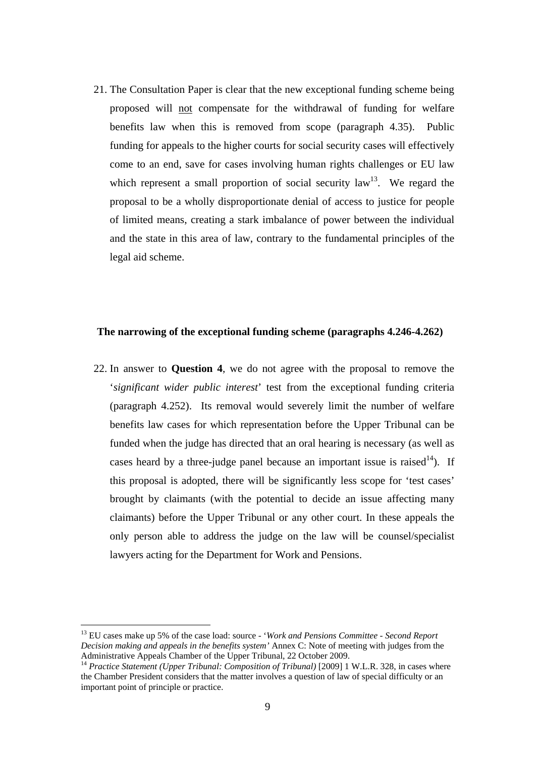21. The Consultation Paper is clear that the new exceptional funding scheme being proposed will not compensate for the withdrawal of funding for welfare benefits law when this is removed from scope (paragraph 4.35). Public funding for appeals to the higher courts for social security cases will effectively come to an end, save for cases involving human rights challenges or EU law which represent a small proportion of social security law[13]. We regard the proposal to be a wholly disproportionate denial of access to justice for people of limited means, creating a stark imbalance of power between the individual and the state in this area of law, contrary to the fundamental principles of the legal aid scheme.

**The narrowing of the exceptional funding scheme (paragraphs 4.246-4.262)**

22. In answer to **Question 4**, we do not agree with the proposal to remove the '*significant wider public interest*' test from the exceptional funding criteria (paragraph 4.252). Its removal would severely limit the number of welfare benefits law cases for which representation before the Upper Tribunal can be funded when the judge has directed that an oral hearing is necessary (as well as cases heard by a three-judge panel because an important issue is raised[14]). If this proposal is adopted, there will be significantly less scope for 'test cases' brought by claimants (with the potential to decide an issue affecting many claimants) before the Upper Tribunal or any other court. In these appeals the only person able to address the judge on the law will be counsel/specialist lawyers acting for the Department for Work and Pensions.

---

[13] EU cases make up 5% of the case load: source - '*Work and Pensions Committee - Second Report Decision making and appeals in the benefits system'* Annex C: Note of meeting with judges from the Administrative Appeals Chamber of the Upper Tribunal, 22 October 2009.

[14] *Practice Statement (Upper Tribunal: Composition of Tribunal)* [2009] 1 W.L.R. 328, in cases where the Chamber President considers that the matter involves a question of law of special difficulty or an important point of principle or practice.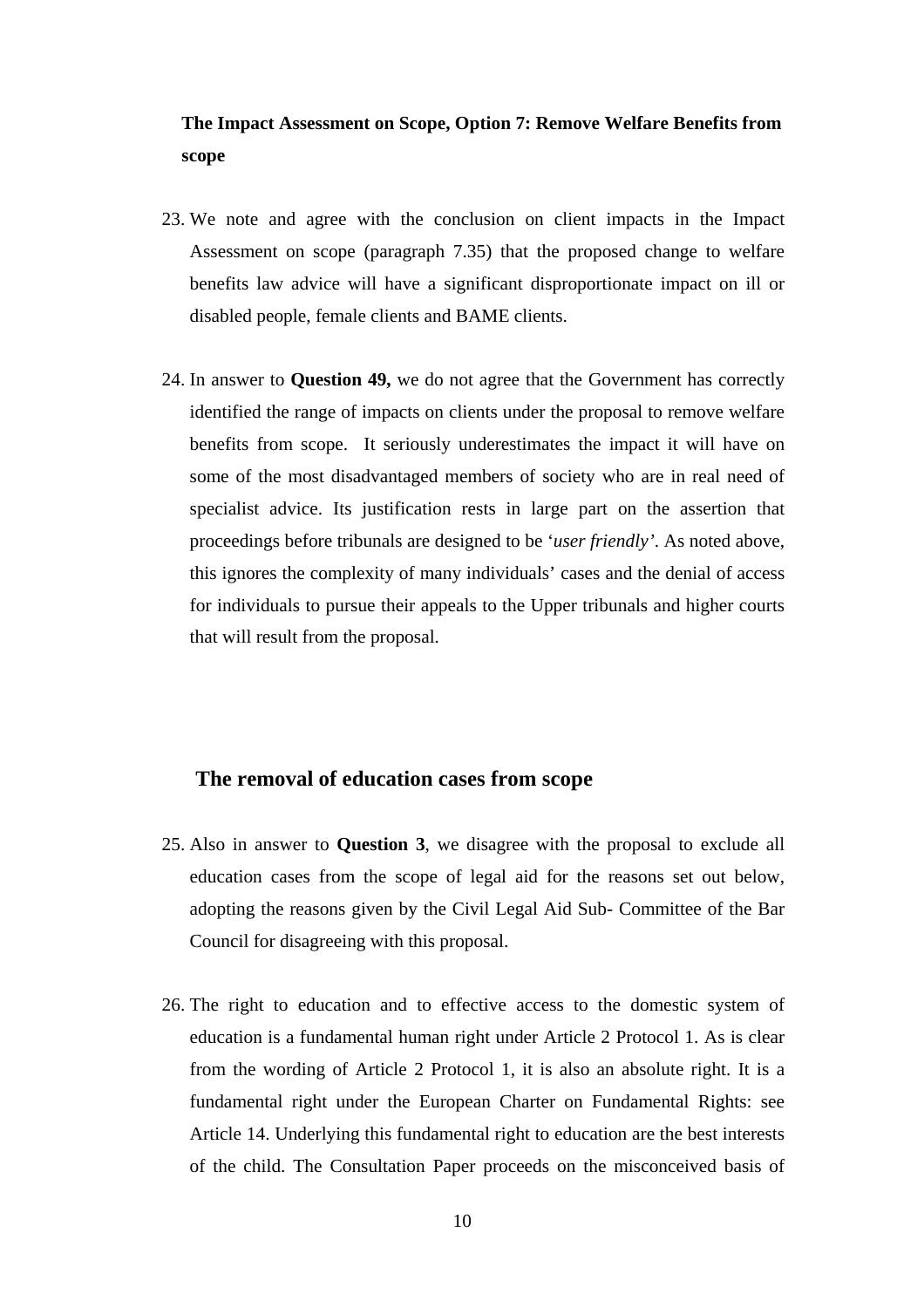**The Impact Assessment on Scope, Option 7: Remove Welfare Benefits from scope**

23. We note and agree with the conclusion on client impacts in the Impact Assessment on scope (paragraph 7.35) that the proposed change to welfare benefits law advice will have a significant disproportionate impact on ill or disabled people, female clients and BAME clients.

24. In answer to **Question 49,** we do not agree that the Government has correctly identified the range of impacts on clients under the proposal to remove welfare benefits from scope. It seriously underestimates the impact it will have on some of the most disadvantaged members of society who are in real need of specialist advice. Its justification rests in large part on the assertion that proceedings before tribunals are designed to be '*user friendly*'. As noted above, this ignores the complexity of many individuals' cases and the denial of access for individuals to pursue their appeals to the Upper tribunals and higher courts that will result from the proposal.

## The removal of education cases from scope

25. Also in answer to **Question 3**, we disagree with the proposal to exclude all education cases from the scope of legal aid for the reasons set out below, adopting the reasons given by the Civil Legal Aid Sub- Committee of the Bar Council for disagreeing with this proposal.

26. The right to education and to effective access to the domestic system of education is a fundamental human right under Article 2 Protocol 1. As is clear from the wording of Article 2 Protocol 1, it is also an absolute right. It is a fundamental right under the European Charter on Fundamental Rights: see Article 14. Underlying this fundamental right to education are the best interests of the child. The Consultation Paper proceeds on the misconceived basis of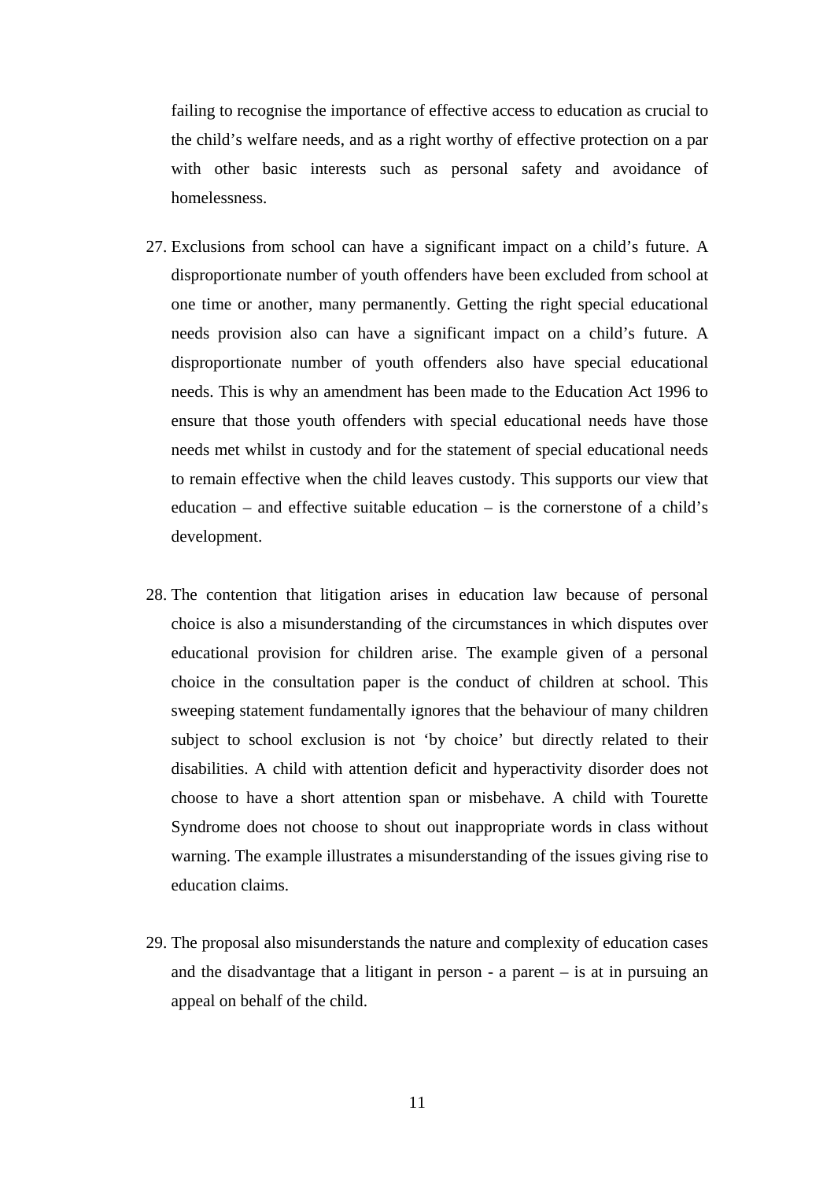failing to recognise the importance of effective access to education as crucial to the child's welfare needs, and as a right worthy of effective protection on a par with other basic interests such as personal safety and avoidance of homelessness.

27. Exclusions from school can have a significant impact on a child's future. A disproportionate number of youth offenders have been excluded from school at one time or another, many permanently. Getting the right special educational needs provision also can have a significant impact on a child's future. A disproportionate number of youth offenders also have special educational needs. This is why an amendment has been made to the Education Act 1996 to ensure that those youth offenders with special educational needs have those needs met whilst in custody and for the statement of special educational needs to remain effective when the child leaves custody. This supports our view that education – and effective suitable education – is the cornerstone of a child's development.

28. The contention that litigation arises in education law because of personal choice is also a misunderstanding of the circumstances in which disputes over educational provision for children arise. The example given of a personal choice in the consultation paper is the conduct of children at school. This sweeping statement fundamentally ignores that the behaviour of many children subject to school exclusion is not 'by choice' but directly related to their disabilities. A child with attention deficit and hyperactivity disorder does not choose to have a short attention span or misbehave. A child with Tourette Syndrome does not choose to shout out inappropriate words in class without warning. The example illustrates a misunderstanding of the issues giving rise to education claims.

29. The proposal also misunderstands the nature and complexity of education cases and the disadvantage that a litigant in person - a parent – is at in pursuing an appeal on behalf of the child.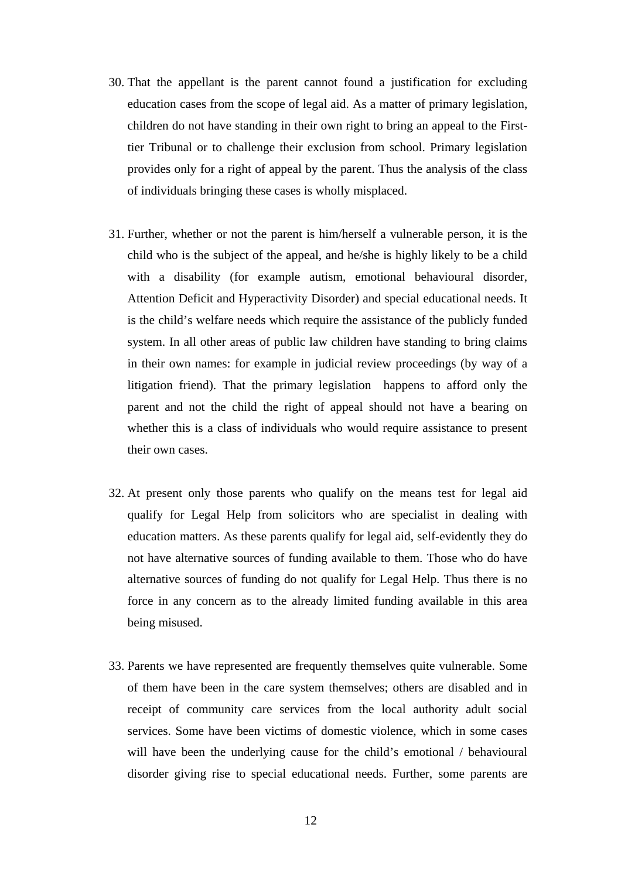30. That the appellant is the parent cannot found a justification for excluding education cases from the scope of legal aid. As a matter of primary legislation, children do not have standing in their own right to bring an appeal to the First-tier Tribunal or to challenge their exclusion from school. Primary legislation provides only for a right of appeal by the parent. Thus the analysis of the class of individuals bringing these cases is wholly misplaced.

31. Further, whether or not the parent is him/herself a vulnerable person, it is the child who is the subject of the appeal, and he/she is highly likely to be a child with a disability (for example autism, emotional behavioural disorder, Attention Deficit and Hyperactivity Disorder) and special educational needs. It is the child's welfare needs which require the assistance of the publicly funded system. In all other areas of public law children have standing to bring claims in their own names: for example in judicial review proceedings (by way of a litigation friend). That the primary legislation happens to afford only the parent and not the child the right of appeal should not have a bearing on whether this is a class of individuals who would require assistance to present their own cases.

32. At present only those parents who qualify on the means test for legal aid qualify for Legal Help from solicitors who are specialist in dealing with education matters. As these parents qualify for legal aid, self-evidently they do not have alternative sources of funding available to them. Those who do have alternative sources of funding do not qualify for Legal Help. Thus there is no force in any concern as to the already limited funding available in this area being misused.

33. Parents we have represented are frequently themselves quite vulnerable. Some of them have been in the care system themselves; others are disabled and in receipt of community care services from the local authority adult social services. Some have been victims of domestic violence, which in some cases will have been the underlying cause for the child's emotional / behavioural disorder giving rise to special educational needs. Further, some parents are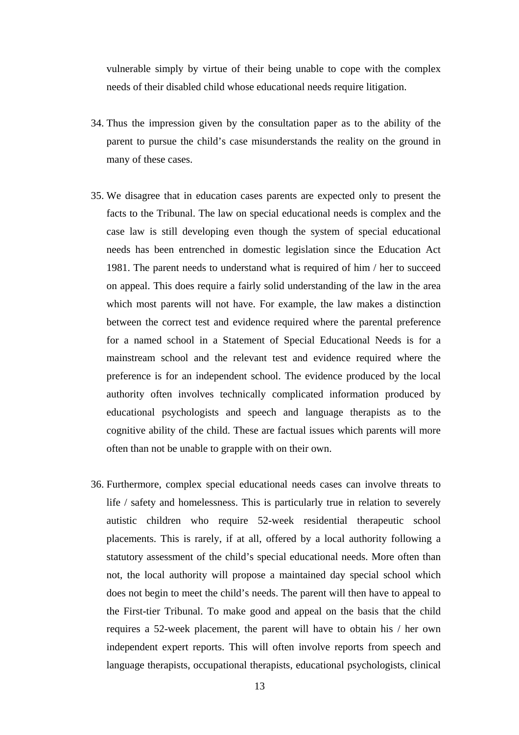vulnerable simply by virtue of their being unable to cope with the complex needs of their disabled child whose educational needs require litigation.

34. Thus the impression given by the consultation paper as to the ability of the parent to pursue the child's case misunderstands the reality on the ground in many of these cases.

35. We disagree that in education cases parents are expected only to present the facts to the Tribunal. The law on special educational needs is complex and the case law is still developing even though the system of special educational needs has been entrenched in domestic legislation since the Education Act 1981. The parent needs to understand what is required of him / her to succeed on appeal. This does require a fairly solid understanding of the law in the area which most parents will not have. For example, the law makes a distinction between the correct test and evidence required where the parental preference for a named school in a Statement of Special Educational Needs is for a mainstream school and the relevant test and evidence required where the preference is for an independent school. The evidence produced by the local authority often involves technically complicated information produced by educational psychologists and speech and language therapists as to the cognitive ability of the child. These are factual issues which parents will more often than not be unable to grapple with on their own.

36. Furthermore, complex special educational needs cases can involve threats to life / safety and homelessness. This is particularly true in relation to severely autistic children who require 52-week residential therapeutic school placements. This is rarely, if at all, offered by a local authority following a statutory assessment of the child's special educational needs. More often than not, the local authority will propose a maintained day special school which does not begin to meet the child's needs. The parent will then have to appeal to the First-tier Tribunal. To make good and appeal on the basis that the child requires a 52-week placement, the parent will have to obtain his / her own independent expert reports. This will often involve reports from speech and language therapists, occupational therapists, educational psychologists, clinical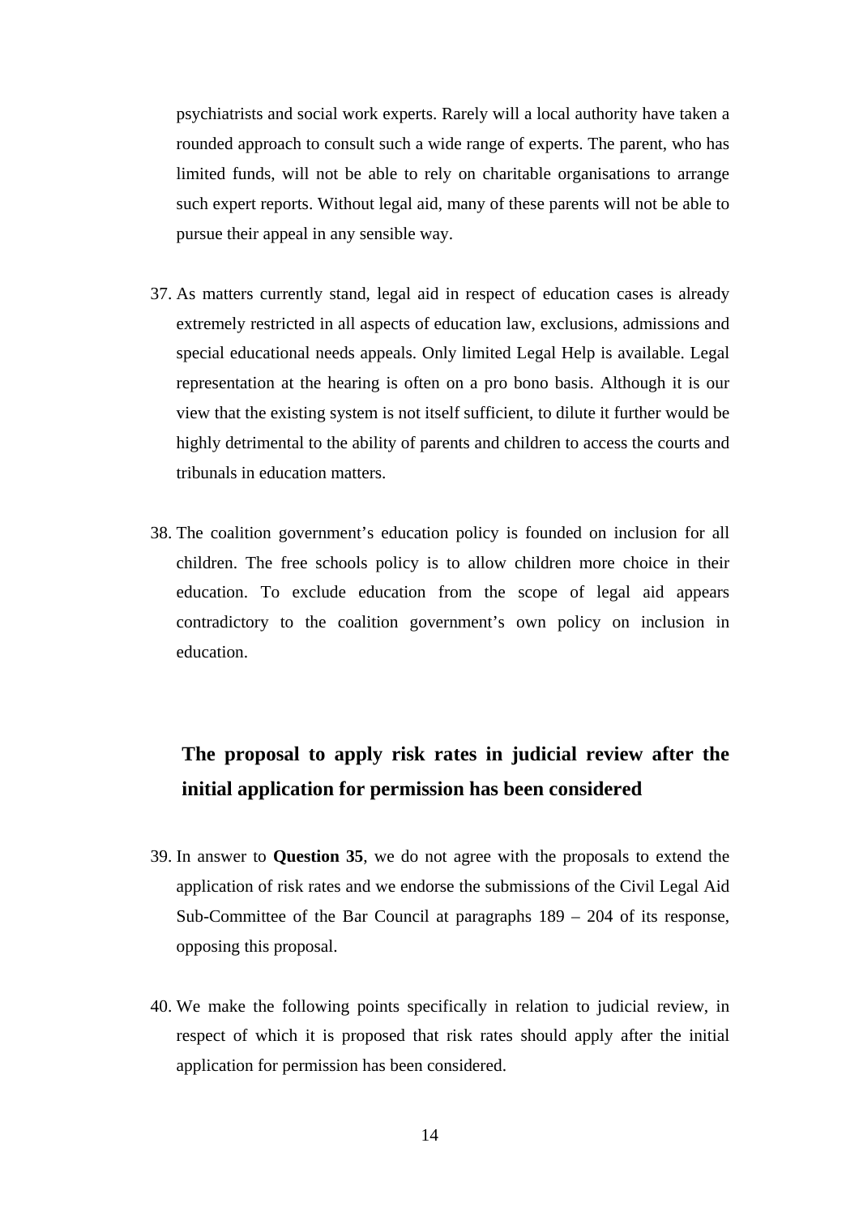psychiatrists and social work experts. Rarely will a local authority have taken a rounded approach to consult such a wide range of experts. The parent, who has limited funds, will not be able to rely on charitable organisations to arrange such expert reports. Without legal aid, many of these parents will not be able to pursue their appeal in any sensible way.

37. As matters currently stand, legal aid in respect of education cases is already extremely restricted in all aspects of education law, exclusions, admissions and special educational needs appeals. Only limited Legal Help is available. Legal representation at the hearing is often on a pro bono basis. Although it is our view that the existing system is not itself sufficient, to dilute it further would be highly detrimental to the ability of parents and children to access the courts and tribunals in education matters.

38. The coalition government's education policy is founded on inclusion for all children. The free schools policy is to allow children more choice in their education. To exclude education from the scope of legal aid appears contradictory to the coalition government's own policy on inclusion in education.

## The proposal to apply risk rates in judicial review after the initial application for permission has been considered

39. In answer to **Question 35**, we do not agree with the proposals to extend the application of risk rates and we endorse the submissions of the Civil Legal Aid Sub-Committee of the Bar Council at paragraphs 189 – 204 of its response, opposing this proposal.

40. We make the following points specifically in relation to judicial review, in respect of which it is proposed that risk rates should apply after the initial application for permission has been considered.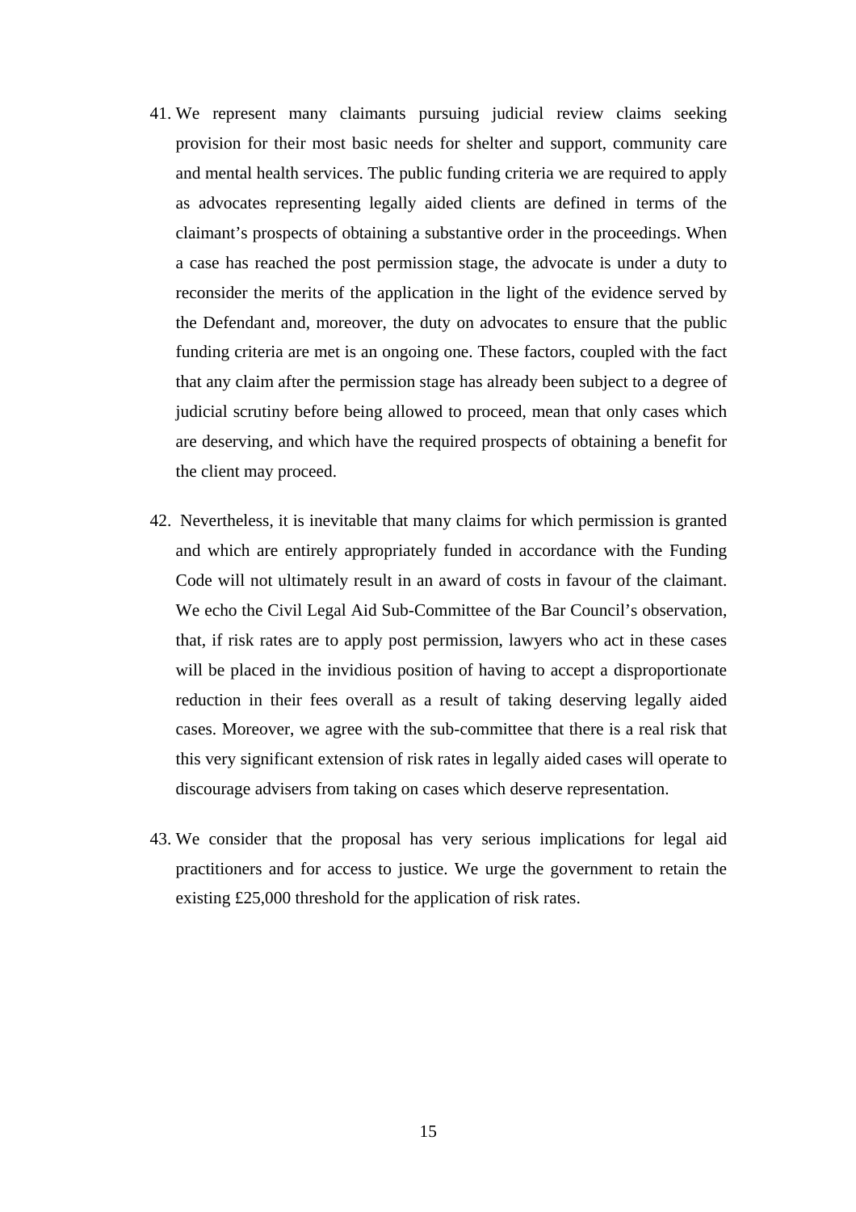41. We represent many claimants pursuing judicial review claims seeking provision for their most basic needs for shelter and support, community care and mental health services. The public funding criteria we are required to apply as advocates representing legally aided clients are defined in terms of the claimant's prospects of obtaining a substantive order in the proceedings. When a case has reached the post permission stage, the advocate is under a duty to reconsider the merits of the application in the light of the evidence served by the Defendant and, moreover, the duty on advocates to ensure that the public funding criteria are met is an ongoing one. These factors, coupled with the fact that any claim after the permission stage has already been subject to a degree of judicial scrutiny before being allowed to proceed, mean that only cases which are deserving, and which have the required prospects of obtaining a benefit for the client may proceed.

42. Nevertheless, it is inevitable that many claims for which permission is granted and which are entirely appropriately funded in accordance with the Funding Code will not ultimately result in an award of costs in favour of the claimant. We echo the Civil Legal Aid Sub-Committee of the Bar Council's observation, that, if risk rates are to apply post permission, lawyers who act in these cases will be placed in the invidious position of having to accept a disproportionate reduction in their fees overall as a result of taking deserving legally aided cases. Moreover, we agree with the sub-committee that there is a real risk that this very significant extension of risk rates in legally aided cases will operate to discourage advisers from taking on cases which deserve representation.

43. We consider that the proposal has very serious implications for legal aid practitioners and for access to justice. We urge the government to retain the existing £25,000 threshold for the application of risk rates.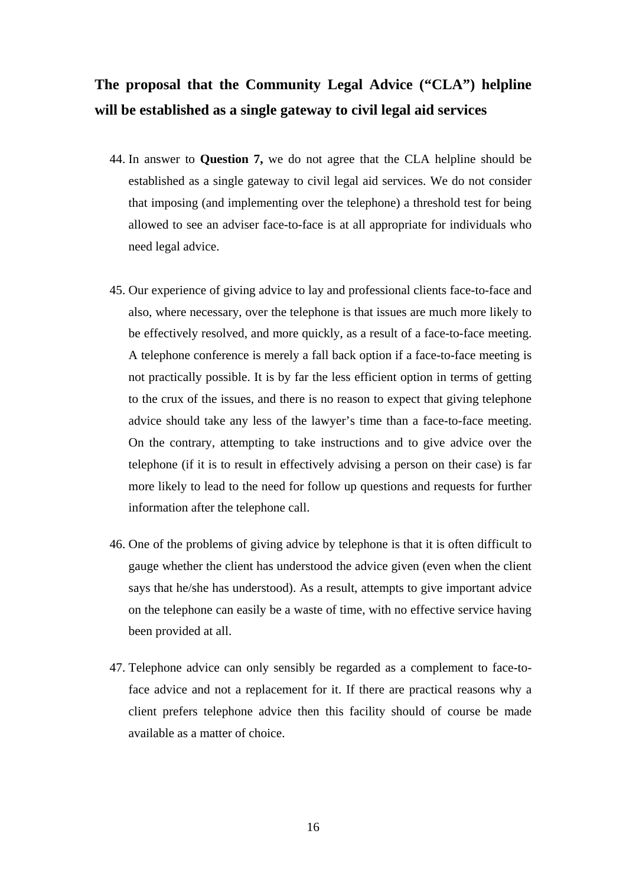## The proposal that the Community Legal Advice ("CLA") helpline will be established as a single gateway to civil legal aid services

44. In answer to **Question 7,** we do not agree that the CLA helpline should be established as a single gateway to civil legal aid services. We do not consider that imposing (and implementing over the telephone) a threshold test for being allowed to see an adviser face-to-face is at all appropriate for individuals who need legal advice.

45. Our experience of giving advice to lay and professional clients face-to-face and also, where necessary, over the telephone is that issues are much more likely to be effectively resolved, and more quickly, as a result of a face-to-face meeting. A telephone conference is merely a fall back option if a face-to-face meeting is not practically possible. It is by far the less efficient option in terms of getting to the crux of the issues, and there is no reason to expect that giving telephone advice should take any less of the lawyer's time than a face-to-face meeting. On the contrary, attempting to take instructions and to give advice over the telephone (if it is to result in effectively advising a person on their case) is far more likely to lead to the need for follow up questions and requests for further information after the telephone call.

46. One of the problems of giving advice by telephone is that it is often difficult to gauge whether the client has understood the advice given (even when the client says that he/she has understood). As a result, attempts to give important advice on the telephone can easily be a waste of time, with no effective service having been provided at all.

47. Telephone advice can only sensibly be regarded as a complement to face-to-face advice and not a replacement for it. If there are practical reasons why a client prefers telephone advice then this facility should of course be made available as a matter of choice.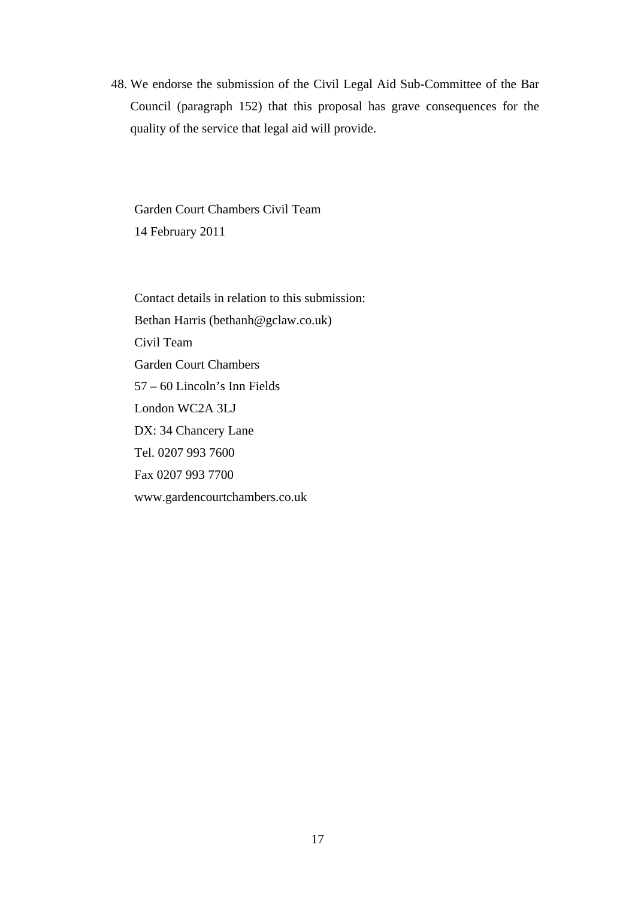48. We endorse the submission of the Civil Legal Aid Sub-Committee of the Bar Council (paragraph 152) that this proposal has grave consequences for the quality of the service that legal aid will provide.

Garden Court Chambers Civil Team
14 February 2011

Contact details in relation to this submission:
Bethan Harris (bethanh@gclaw.co.uk)
Civil Team
Garden Court Chambers
57 – 60 Lincoln's Inn Fields
London WC2A 3LJ
DX: 34 Chancery Lane
Tel. 0207 993 7600
Fax 0207 993 7700
www.gardencourtchambers.co.uk